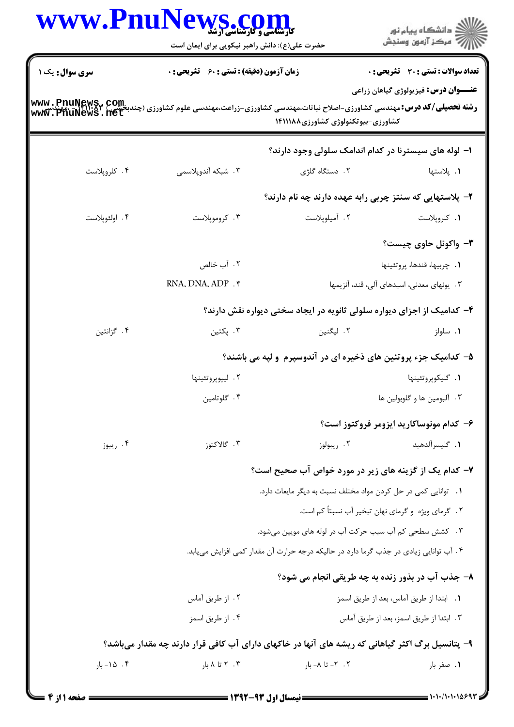**سری سوال:** یک ۱

**زمان آزمون (دقیقه) : تستی : ۶۰ تشریحی : ۰**

**تعداد سوالات : تستی : ۳۰ تشریحی : ۰**

**عنـــوان درس:** فیزیولوژی گیاهان زراعی

**رشته تحصیلی/کد درس:** مهندسی کشاورزی-اصلاح نباتات،مهندسی کشاورزی-زراعت،مهندسی علوم کشاورزی (چندبخشی) ۱۴۱۱۰۸۲ - ، مهندسی کشاورزی-بیوتکنولوژی کشاورزی۱۴۱۱۱۸۸

**۱- لوله های سیسترنا در کدام اندامک سلولی وجود دارند؟**

۱. پلاستها
۲. دستگاه گلژی
۳. شبکه آندوپلاسمی
۴. کلروپلاست

**۲- پلاستهایی که سنتز چربی رابه عهده دارند چه نام دارند؟**

۱. کلروپلاست
۲. آمیلوپلاست
۳. کروموپلاست
۴. اولئوپلاست

**۳- واکوئل حاوی چیست؟**

۱. چربیها، قندها، پروتئینها
۲. آب خالص
۳. یونهای معدنی، اسیدهای آلی، قند، آنزیمها
۴. RNA، DNA، ADP

**۴- کدامیک از اجزای دیواره سلولی ثانویه در ایجاد سختی دیواره نقش دارند؟**

۱. سلولز
۲. لیگنین
۳. پکتین
۴. گزانتین

**۵- کدامیک جزء پروتئین های ذخیره ای در آندوسپرم و لپه می باشند؟**

۱. گلیکوپروتئینها
۲. لیپوپروتئینها
۳. آلبومین ها و گلوبولین ها
۴. گلوتامین

**۶- کدام مونوساکارید ایزومر فروکتوز است؟**

۱. گلیسرآلدهید
۲. ریبولوز
۳. گالاکتوز
۴. ریبوز

**۷- کدام یک از گزینه های زیر در مورد خواص آب صحیح است؟**

۱. توانایی کمی در حل کردن مواد مختلف نسبت به دیگر مایعات دارد.
۲. گرمای ویژه و گرمای نهان تبخیر آب نسبتاً کم است.
۳. کشش سطحی کم آب سبب حرکت آب در لوله های موبین میشود.
۴. آب توانایی زیادی در جذب گرما دارد در حالیکه درجه حرارت آن مقدار کمی افزایش مییابد.

**۸- جذب آب در بذور زنده به چه طریقی انجام می شود؟**

۱. ابتدا از طریق آماس، بعد از طریق اسمز
۲. از طریق آماس
۳. ابتدا از طریق اسمز، بعد از طریق آماس
۴. از طریق اسمز

**۹- پتانسیل برگ اکثر گیاهانی که ریشه های آنها در خاکهای دارای آب کافی قرار دارند چه مقدار میباشد؟**

۱. صفر بار
۲. ۲- تا ۸- بار
۳. ۲ تا ۸ بار
۴. ۱۵- بار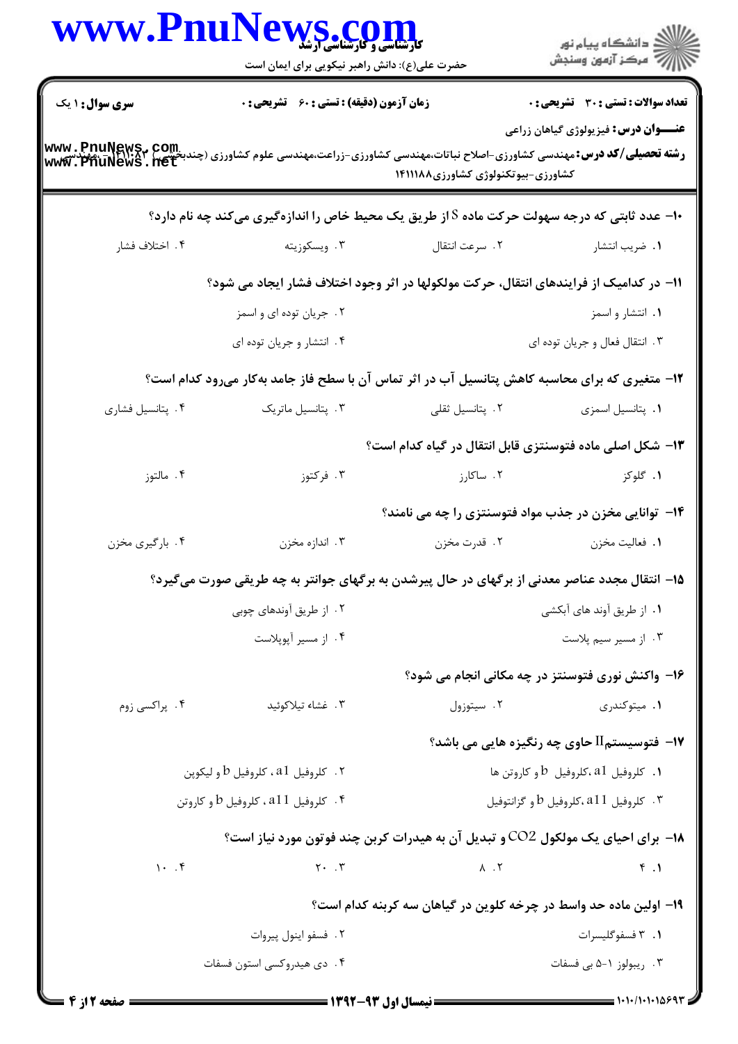سری سوال: ۱ یک | زمان آزمون (دقیقه): تستی: ۶۰ تشریحی: ۰ | تعداد سوالات: تستی: ۳۰ تشریحی: ۰

**عنـــوان درس:** فیزیولوژی گیاهان زراعی

**رشته تحصیلی/کد درس:** مهندسی کشاورزی-اصلاح نباتات،مهندسی کشاورزی-زراعت،مهندسی علوم کشاورزی (چندبخشی) ۱۴۱۱۰۸۲ - ،مهندسی کشاورزی-بیوتکنولوژی کشاورزی۱۴۱۱۱۸۸

۱۰- عدد ثابتی که درجه سهولت حرکت ماده S از طریق یک محیط خاص را اندازه‌گیری می‌کند چه نام دارد؟

۱. ضریب انتشار
۲. سرعت انتقال
۳. ویسکوزیته
۴. اختلاف فشار

۱۱- در کدامیک از فرایندهای انتقال، حرکت مولکولها در اثر وجود اختلاف فشار ایجاد می شود؟

۱. انتشار و اسمز
۲. جریان توده ای و اسمز
۳. انتقال فعال و جریان توده ای
۴. انتشار و جریان توده ای

۱۲- متغیری که برای محاسبه کاهش پتانسیل آب در اثر تماس آن با سطح فاز جامد به‌کار می‌رود کدام است؟

۱. پتانسیل اسمزی
۲. پتانسیل ثقلی
۳. پتانسیل ماتریک
۴. پتانسیل فشاری

۱۳- شکل اصلی ماده فتوسنتزی قابل انتقال در گیاه کدام است؟

۱. گلوکز
۲. ساکارز
۳. فرکتوز
۴. مالتوز

۱۴- توانایی مخزن در جذب مواد فتوسنتزی را چه می نامند؟

۱. فعالیت مخزن
۲. قدرت مخزن
۳. اندازه مخزن
۴. بارگیری مخزن

۱۵- انتقال مجدد عناصر معدنی از برگهای در حال پیرشدن به برگهای جوانتر به چه طریقی صورت می‌گیرد؟

۱. از طریق آوند های آبکشی
۲. از طریق آوندهای چوبی
۳. از مسیر سیم پلاست
۴. از مسیر آپوپلاست

۱۶- واکنش نوری فتوسنتز در چه مکانی انجام می شود؟

۱. میتوکندری
۲. سیتوزول
۳. غشاء تیلاکوئید
۴. پراکسی زوم

۱۷- فتوسیستمII حاوی چه رنگیزه هایی می باشد؟

۱. کلروفیل a1 ،کلروفیل b و کاروتن ها
۲. کلروفیل a1 ، کلروفیل b و لیکوپن
۳. کلروفیل a11 ،کلروفیل b و گزانتوفیل
۴. کلروفیل a11 ، کلروفیل b و کاروتن

۱۸- برای احیای یک مولکول $CO_2$ و تبدیل آن به هیدرات کربن چند فوتون مورد نیاز است؟

۱. ۴
۲. ۸
۳. ۲۰
۴. ۱۰

۱۹- اولین ماده حد واسط در چرخه کلوین در گیاهان سه کربنه کدام است؟

۱. ۳ فسفوگلیسرات
۲. فسفو اینول پیروات
۳. ریبولوز ۱-۵ بی فسفات
۴. دی هیدروکسی استون فسفات

نیمسال اول ۹۳-۱۳۹۲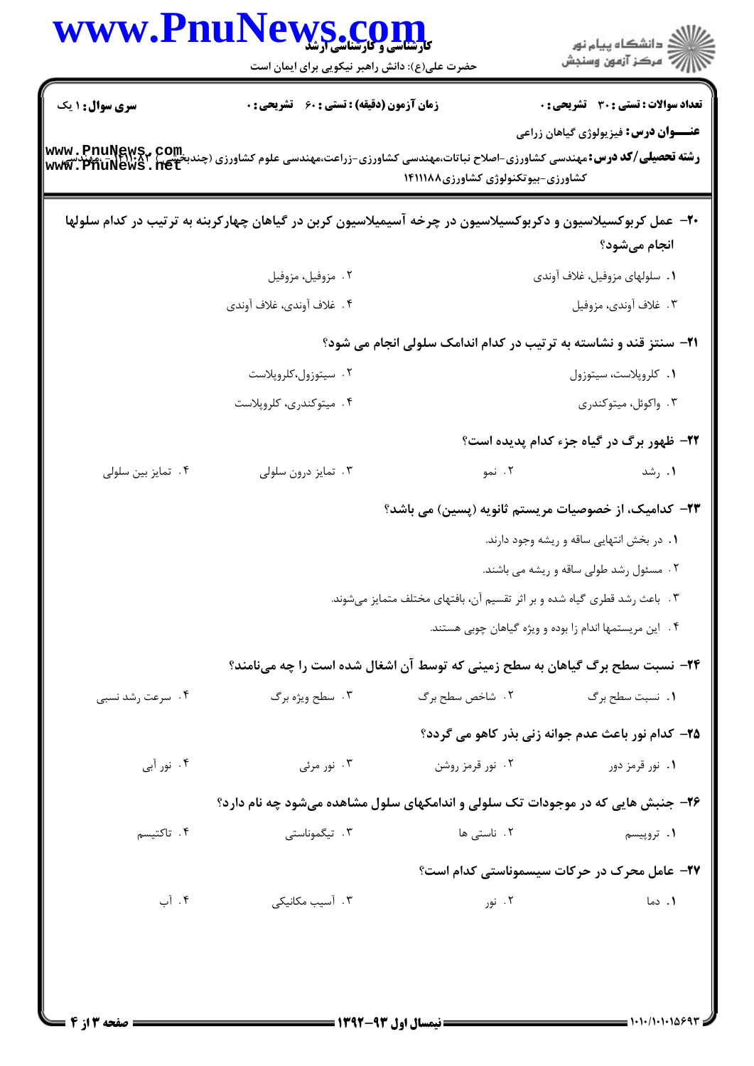**سری سوال:** ۱ یک | **زمان آزمون (دقیقه) : تستی :** ۶۰ **تشریحی :** ۰ | **تعداد سوالات : تستی :** ۳۰ **تشریحی :** ۰

**عنـــوان درس:** فیزیولوژی گیاهان زراعی

**رشته تحصیلی/کد درس:** مهندسی کشاورزی-اصلاح نباتات،مهندسی کشاورزی-زراعت،مهندسی علوم کشاورزی (چندبخشی) ۱۴۱۱۰۸۲ - ،مهندسی کشاورزی-بیوتکنولوژی کشاورزی۱۴۱۱۱۸۸

**۲۰- عمل کربوکسیلاسیون و دکربوکسیلاسیون در چرخه آسیمیلاسیون کربن در گیاهان چهارکربنه به ترتیب در کدام سلولها انجام می‌شود؟**

۱. سلولهای مزوفیل، غلاف آوندی
۲. مزوفیل، مزوفیل
۳. غلاف آوندی، مزوفیل
۴. غلاف آوندی، غلاف آوندی

**۲۱- سنتز قند و نشاسته به ترتیب در کدام اندامک سلولی انجام می شود؟**

۱. کلروپلاست، سیتوزول
۲. سیتوزول،کلروپلاست
۳. واکوئل، میتوکندری
۴. میتوکندری، کلروپلاست

**۲۲- ظهور برگ در گیاه جزء کدام پدیده است؟**

۱. رشد
۲. نمو
۳. تمایز درون سلولی
۴. تمایز بین سلولی

**۲۳- کدامیک، از خصوصیات مریستم ثانویه (پسین) می باشد؟**

۱. در بخش انتهایی ساقه و ریشه وجود دارند.
۲. مسئول رشد طولی ساقه و ریشه می باشند.
۳. باعث رشد قطری گیاه شده و بر اثر تقسیم آن، بافتهای مختلف متمایز می‌شوند.
۴. این مریستمها اندام زا بوده و ویژه گیاهان چوبی هستند.

**۲۴- نسبت سطح برگ گیاهان به سطح زمینی که توسط آن اشغال شده است را چه می‌نامند؟**

۱. نسبت سطح برگ
۲. شاخص سطح برگ
۳. سطح ویژه برگ
۴. سرعت رشد نسبی

**۲۵- کدام نور باعث عدم جوانه زنی بذر کاهو می گردد؟**

۱. نور قرمز دور
۲. نور قرمز روشن
۳. نور مرئی
۴. نور آبی

**۲۶- جنبش هایی که در موجودات تک سلولی و اندامکهای سلول مشاهده می‌شود چه نام دارد؟**

۱. تروپیسم
۲. ناستی ها
۳. تیگموناستی
۴. تاکتیسم

**۲۷- عامل محرک در حرکات سیسموناستی کدام است؟**

۱. دما
۲. نور
۳. آسیب مکانیکی
۴. آب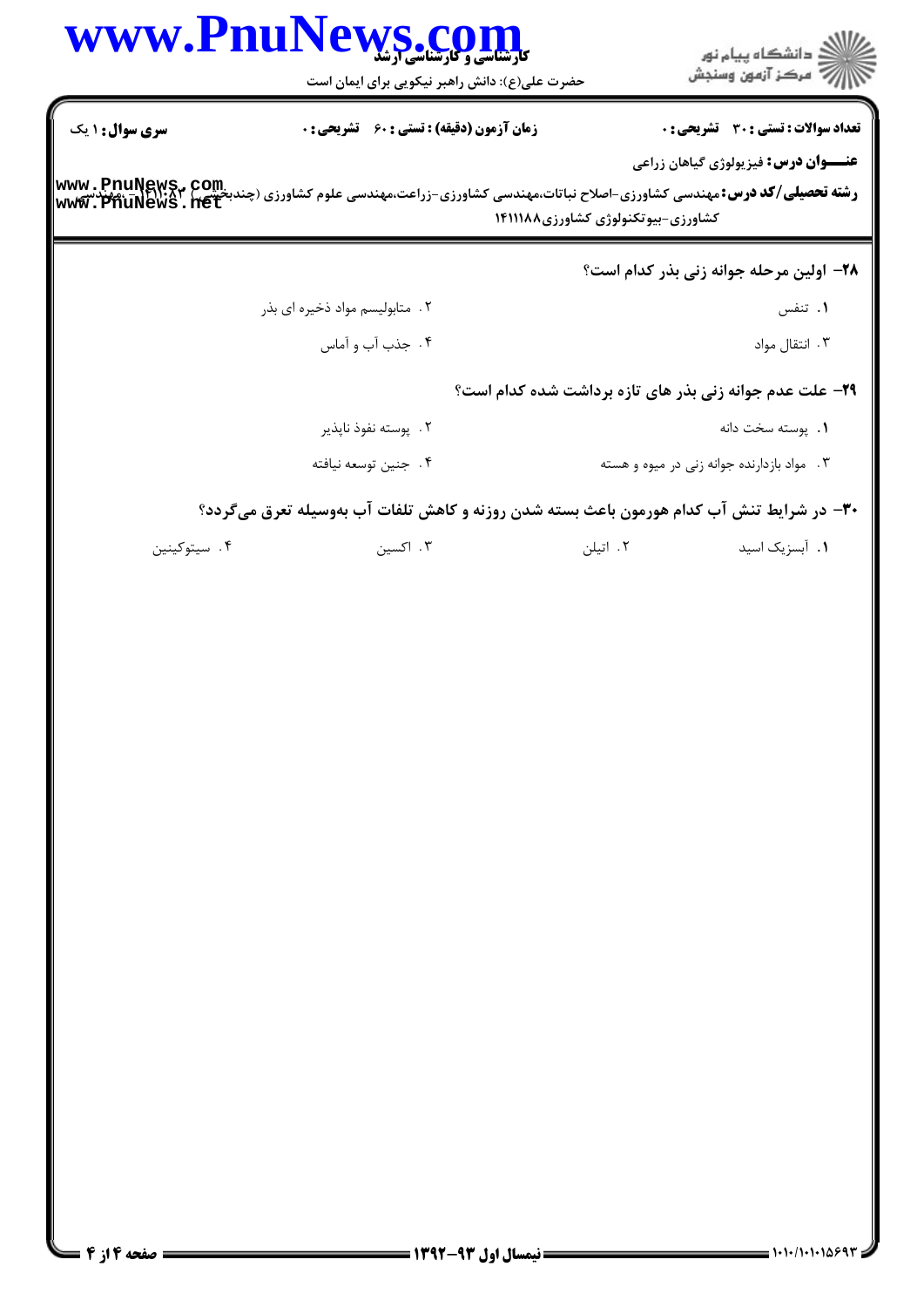**سری سوال:** ۱ یک

**زمان آزمون (دقیقه) : تستی :** ۶۰ **تشریحی :** ۰

**تعداد سوالات : تستی :** ۳۰ **تشریحی :** ۰

**عنـــوان درس:** فیزیولوژی گیاهان زراعی

**رشته تحصیلی/کد درس:** مهندسی کشاورزی-اصلاح نباتات،مهندسی کشاورزی-زراعت،مهندسی علوم کشاورزی (چندبخشی) ۱۴۱۱۰۸۲ - ،مهندسی کشاورزی-بیوتکنولوژی کشاورزی۱۴۱۱۱۸۸

۲۸- اولین مرحله جوانه زنی بذر کدام است؟

۱. تنفس

۲. متابولیسم مواد ذخیره ای بذر

۳. انتقال مواد

۴. جذب آب و آماس

۲۹- علت عدم جوانه زنی بذر های تازه برداشت شده کدام است؟

۱. پوسته سخت دانه

۲. پوسته نفوذ ناپذیر

۳. مواد بازدارنده جوانه زنی در میوه و هسته

۴. جنین توسعه نیافته

۳۰- در شرایط تنش آب کدام هورمون باعث بسته شدن روزنه و کاهش تلفات آب بوسیله تعرق میگردد؟

۱. آبسزیک اسید

۲. اتیلن

۳. اکسین

۴. سیتوکینین